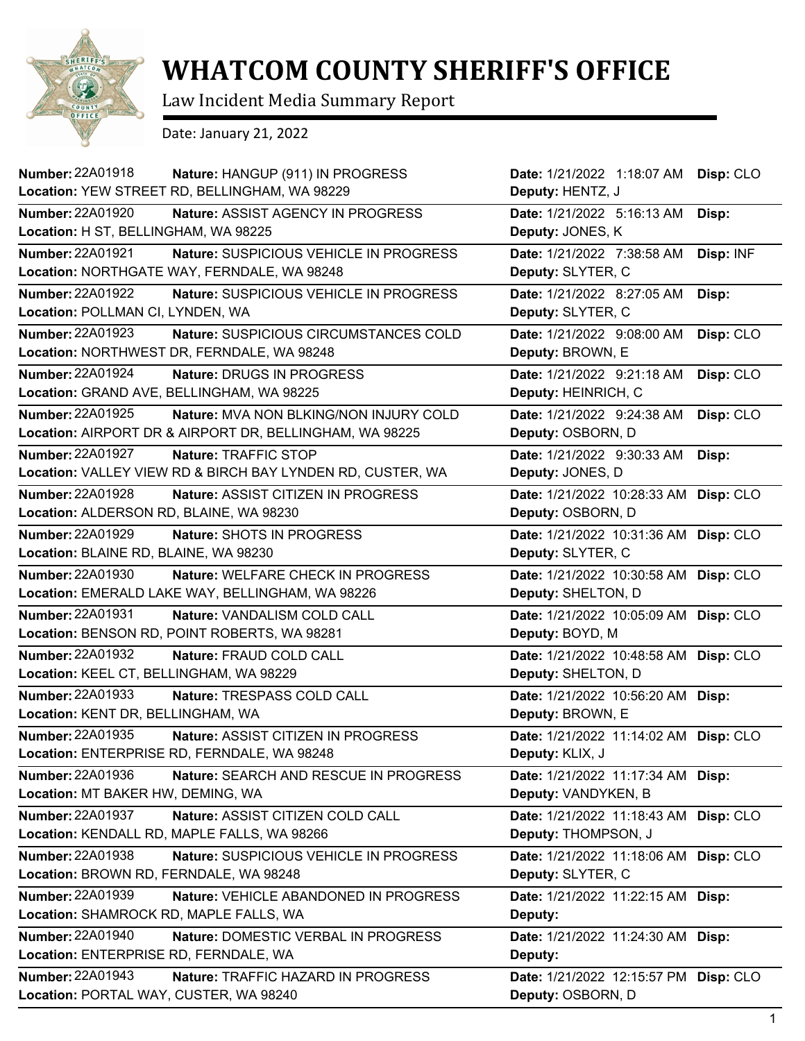# WHATCOM COUNTY SHERIFF'S OFFICE

Law Incident Media Summary Report

Date: January 21, 2022

**Number:** 22A01918 **Nature:** HANGUP (911) IN PROGRESS **Date:** 1/21/2022 1:18:07 AM **Disp:** CLO
**Location:** YEW STREET RD, BELLINGHAM, WA 98229 **Deputy:** HENTZ, J

**Number:** 22A01920 **Nature:** ASSIST AGENCY IN PROGRESS **Date:** 1/21/2022 5:16:13 AM **Disp:**
**Location:** H ST, BELLINGHAM, WA 98225 **Deputy:** JONES, K

**Number:** 22A01921 **Nature:** SUSPICIOUS VEHICLE IN PROGRESS **Date:** 1/21/2022 7:38:58 AM **Disp:** INF
**Location:** NORTHGATE WAY, FERNDALE, WA 98248 **Deputy:** SLYTER, C

**Number:** 22A01922 **Nature:** SUSPICIOUS VEHICLE IN PROGRESS **Date:** 1/21/2022 8:27:05 AM **Disp:**
**Location:** POLLMAN CI, LYNDEN, WA **Deputy:** SLYTER, C

**Number:** 22A01923 **Nature:** SUSPICIOUS CIRCUMSTANCES COLD **Date:** 1/21/2022 9:08:00 AM **Disp:** CLO
**Location:** NORTHWEST DR, FERNDALE, WA 98248 **Deputy:** BROWN, E

**Number:** 22A01924 **Nature:** DRUGS IN PROGRESS **Date:** 1/21/2022 9:21:18 AM **Disp:** CLO
**Location:** GRAND AVE, BELLINGHAM, WA 98225 **Deputy:** HEINRICH, C

**Number:** 22A01925 **Nature:** MVA NON BLKING/NON INJURY COLD **Date:** 1/21/2022 9:24:38 AM **Disp:** CLO
**Location:** AIRPORT DR & AIRPORT DR, BELLINGHAM, WA 98225 **Deputy:** OSBORN, D

**Number:** 22A01927 **Nature:** TRAFFIC STOP **Date:** 1/21/2022 9:30:33 AM **Disp:**
**Location:** VALLEY VIEW RD & BIRCH BAY LYNDEN RD, CUSTER, WA **Deputy:** JONES, D

**Number:** 22A01928 **Nature:** ASSIST CITIZEN IN PROGRESS **Date:** 1/21/2022 10:28:33 AM **Disp:** CLO
**Location:** ALDERSON RD, BLAINE, WA 98230 **Deputy:** OSBORN, D

**Number:** 22A01929 **Nature:** SHOTS IN PROGRESS **Date:** 1/21/2022 10:31:36 AM **Disp:** CLO
**Location:** BLAINE RD, BLAINE, WA 98230 **Deputy:** SLYTER, C

**Number:** 22A01930 **Nature:** WELFARE CHECK IN PROGRESS **Date:** 1/21/2022 10:30:58 AM **Disp:** CLO
**Location:** EMERALD LAKE WAY, BELLINGHAM, WA 98226 **Deputy:** SHELTON, D

**Number:** 22A01931 **Nature:** VANDALISM COLD CALL **Date:** 1/21/2022 10:05:09 AM **Disp:** CLO
**Location:** BENSON RD, POINT ROBERTS, WA 98281 **Deputy:** BOYD, M

**Number:** 22A01932 **Nature:** FRAUD COLD CALL **Date:** 1/21/2022 10:48:58 AM **Disp:** CLO
**Location:** KEEL CT, BELLINGHAM, WA 98229 **Deputy:** SHELTON, D

**Number:** 22A01933 **Nature:** TRESPASS COLD CALL **Date:** 1/21/2022 10:56:20 AM **Disp:**
**Location:** KENT DR, BELLINGHAM, WA **Deputy:** BROWN, E

**Number:** 22A01935 **Nature:** ASSIST CITIZEN IN PROGRESS **Date:** 1/21/2022 11:14:02 AM **Disp:** CLO
**Location:** ENTERPRISE RD, FERNDALE, WA 98248 **Deputy:** KLIX, J

**Number:** 22A01936 **Nature:** SEARCH AND RESCUE IN PROGRESS **Date:** 1/21/2022 11:17:34 AM **Disp:**
**Location:** MT BAKER HW, DEMING, WA **Deputy:** VANDYKEN, B

**Number:** 22A01937 **Nature:** ASSIST CITIZEN COLD CALL **Date:** 1/21/2022 11:18:43 AM **Disp:** CLO
**Location:** KENDALL RD, MAPLE FALLS, WA 98266 **Deputy:** THOMPSON, J

**Number:** 22A01938 **Nature:** SUSPICIOUS VEHICLE IN PROGRESS **Date:** 1/21/2022 11:18:06 AM **Disp:** CLO
**Location:** BROWN RD, FERNDALE, WA 98248 **Deputy:** SLYTER, C

**Number:** 22A01939 **Nature:** VEHICLE ABANDONED IN PROGRESS **Date:** 1/21/2022 11:22:15 AM **Disp:**
**Location:** SHAMROCK RD, MAPLE FALLS, WA **Deputy:**

**Number:** 22A01940 **Nature:** DOMESTIC VERBAL IN PROGRESS **Date:** 1/21/2022 11:24:30 AM **Disp:**
**Location:** ENTERPRISE RD, FERNDALE, WA **Deputy:**

**Number:** 22A01943 **Nature:** TRAFFIC HAZARD IN PROGRESS **Date:** 1/21/2022 12:15:57 PM **Disp:** CLO
**Location:** PORTAL WAY, CUSTER, WA 98240 **Deputy:** OSBORN, D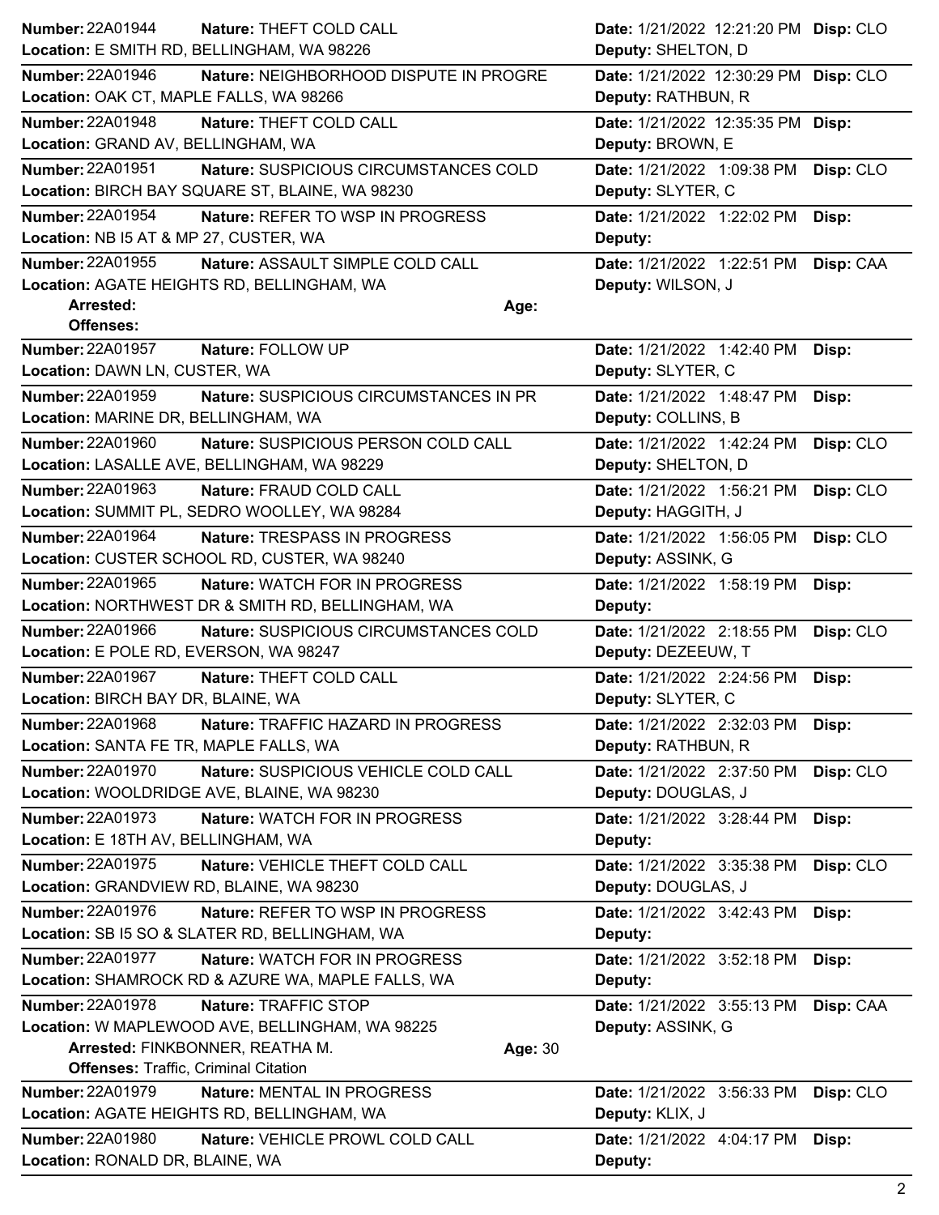**Number:** 22A01944 **Nature:** THEFT COLD CALL **Date:** 1/21/2022 12:21:20 PM **Disp:** CLO
**Location:** E SMITH RD, BELLINGHAM, WA 98226 **Deputy:** SHELTON, D

---

**Number:** 22A01946 **Nature:** NEIGHBORHOOD DISPUTE IN PROGRE **Date:** 1/21/2022 12:30:29 PM **Disp:** CLO
**Location:** OAK CT, MAPLE FALLS, WA 98266 **Deputy:** RATHBUN, R

---

**Number:** 22A01948 **Nature:** THEFT COLD CALL **Date:** 1/21/2022 12:35:35 PM **Disp:**
**Location:** GRAND AV, BELLINGHAM, WA **Deputy:** BROWN, E

---

**Number:** 22A01951 **Nature:** SUSPICIOUS CIRCUMSTANCES COLD **Date:** 1/21/2022 1:09:38 PM **Disp:** CLO
**Location:** BIRCH BAY SQUARE ST, BLAINE, WA 98230 **Deputy:** SLYTER, C

---

**Number:** 22A01954 **Nature:** REFER TO WSP IN PROGRESS **Date:** 1/21/2022 1:22:02 PM **Disp:**
**Location:** NB I5 AT & MP 27, CUSTER, WA **Deputy:**

---

**Number:** 22A01955 **Nature:** ASSAULT SIMPLE COLD CALL **Date:** 1/21/2022 1:22:51 PM **Disp:** CAA
**Location:** AGATE HEIGHTS RD, BELLINGHAM, WA **Deputy:** WILSON, J
**Arrested:** **Age:**
**Offenses:**

---

**Number:** 22A01957 **Nature:** FOLLOW UP **Date:** 1/21/2022 1:42:40 PM **Disp:**
**Location:** DAWN LN, CUSTER, WA **Deputy:** SLYTER, C

---

**Number:** 22A01959 **Nature:** SUSPICIOUS CIRCUMSTANCES IN PR **Date:** 1/21/2022 1:48:47 PM **Disp:**
**Location:** MARINE DR, BELLINGHAM, WA **Deputy:** COLLINS, B

---

**Number:** 22A01960 **Nature:** SUSPICIOUS PERSON COLD CALL **Date:** 1/21/2022 1:42:24 PM **Disp:** CLO
**Location:** LASALLE AVE, BELLINGHAM, WA 98229 **Deputy:** SHELTON, D

---

**Number:** 22A01963 **Nature:** FRAUD COLD CALL **Date:** 1/21/2022 1:56:21 PM **Disp:** CLO
**Location:** SUMMIT PL, SEDRO WOOLLEY, WA 98284 **Deputy:** HAGGITH, J

---

**Number:** 22A01964 **Nature:** TRESPASS IN PROGRESS **Date:** 1/21/2022 1:56:05 PM **Disp:** CLO
**Location:** CUSTER SCHOOL RD, CUSTER, WA 98240 **Deputy:** ASSINK, G

---

**Number:** 22A01965 **Nature:** WATCH FOR IN PROGRESS **Date:** 1/21/2022 1:58:19 PM **Disp:**
**Location:** NORTHWEST DR & SMITH RD, BELLINGHAM, WA **Deputy:**

---

**Number:** 22A01966 **Nature:** SUSPICIOUS CIRCUMSTANCES COLD **Date:** 1/21/2022 2:18:55 PM **Disp:** CLO
**Location:** E POLE RD, EVERSON, WA 98247 **Deputy:** DEZEEUW, T

---

**Number:** 22A01967 **Nature:** THEFT COLD CALL **Date:** 1/21/2022 2:24:56 PM **Disp:**
**Location:** BIRCH BAY DR, BLAINE, WA **Deputy:** SLYTER, C

---

**Number:** 22A01968 **Nature:** TRAFFIC HAZARD IN PROGRESS **Date:** 1/21/2022 2:32:03 PM **Disp:**
**Location:** SANTA FE TR, MAPLE FALLS, WA **Deputy:** RATHBUN, R

---

**Number:** 22A01970 **Nature:** SUSPICIOUS VEHICLE COLD CALL **Date:** 1/21/2022 2:37:50 PM **Disp:** CLO
**Location:** WOOLDRIDGE AVE, BLAINE, WA 98230 **Deputy:** DOUGLAS, J

---

**Number:** 22A01973 **Nature:** WATCH FOR IN PROGRESS **Date:** 1/21/2022 3:28:44 PM **Disp:**
**Location:** E 18TH AV, BELLINGHAM, WA **Deputy:**

---

**Number:** 22A01975 **Nature:** VEHICLE THEFT COLD CALL **Date:** 1/21/2022 3:35:38 PM **Disp:** CLO
**Location:** GRANDVIEW RD, BLAINE, WA 98230 **Deputy:** DOUGLAS, J

---

**Number:** 22A01976 **Nature:** REFER TO WSP IN PROGRESS **Date:** 1/21/2022 3:42:43 PM **Disp:**
**Location:** SB I5 SO & SLATER RD, BELLINGHAM, WA **Deputy:**

---

**Number:** 22A01977 **Nature:** WATCH FOR IN PROGRESS **Date:** 1/21/2022 3:52:18 PM **Disp:**
**Location:** SHAMROCK RD & AZURE WA, MAPLE FALLS, WA **Deputy:**

---

**Number:** 22A01978 **Nature:** TRAFFIC STOP **Date:** 1/21/2022 3:55:13 PM **Disp:** CAA
**Location:** W MAPLEWOOD AVE, BELLINGHAM, WA 98225 **Deputy:** ASSINK, G
**Arrested:** FINKBONNER, REATHA M. **Age:** 30
**Offenses:** Traffic, Criminal Citation

---

**Number:** 22A01979 **Nature:** MENTAL IN PROGRESS **Date:** 1/21/2022 3:56:33 PM **Disp:** CLO
**Location:** AGATE HEIGHTS RD, BELLINGHAM, WA **Deputy:** KLIX, J

---

**Number:** 22A01980 **Nature:** VEHICLE PROWL COLD CALL **Date:** 1/21/2022 4:04:17 PM **Disp:**
**Location:** RONALD DR, BLAINE, WA **Deputy:**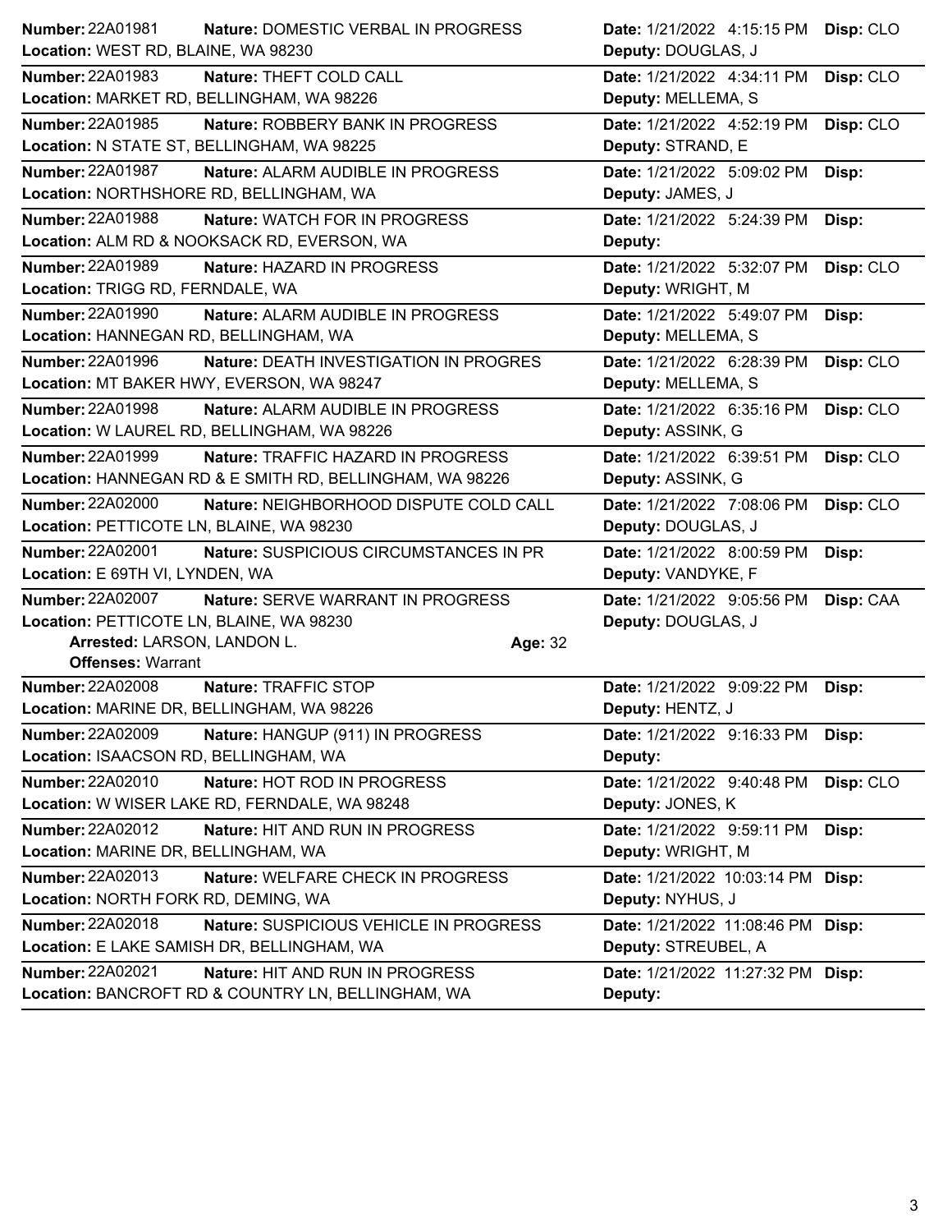**Number:** 22A01981 **Nature:** DOMESTIC VERBAL IN PROGRESS **Date:** 1/21/2022 4:15:15 PM **Disp:** CLO
**Location:** WEST RD, BLAINE, WA 98230 **Deputy:** DOUGLAS, J

**Number:** 22A01983 **Nature:** THEFT COLD CALL **Date:** 1/21/2022 4:34:11 PM **Disp:** CLO
**Location:** MARKET RD, BELLINGHAM, WA 98226 **Deputy:** MELLEMA, S

**Number:** 22A01985 **Nature:** ROBBERY BANK IN PROGRESS **Date:** 1/21/2022 4:52:19 PM **Disp:** CLO
**Location:** N STATE ST, BELLINGHAM, WA 98225 **Deputy:** STRAND, E

**Number:** 22A01987 **Nature:** ALARM AUDIBLE IN PROGRESS **Date:** 1/21/2022 5:09:02 PM **Disp:**
**Location:** NORTHSHORE RD, BELLINGHAM, WA **Deputy:** JAMES, J

**Number:** 22A01988 **Nature:** WATCH FOR IN PROGRESS **Date:** 1/21/2022 5:24:39 PM **Disp:**
**Location:** ALM RD & NOOKSACK RD, EVERSON, WA **Deputy:**

**Number:** 22A01989 **Nature:** HAZARD IN PROGRESS **Date:** 1/21/2022 5:32:07 PM **Disp:** CLO
**Location:** TRIGG RD, FERNDALE, WA **Deputy:** WRIGHT, M

**Number:** 22A01990 **Nature:** ALARM AUDIBLE IN PROGRESS **Date:** 1/21/2022 5:49:07 PM **Disp:**
**Location:** HANNEGAN RD, BELLINGHAM, WA **Deputy:** MELLEMA, S

**Number:** 22A01996 **Nature:** DEATH INVESTIGATION IN PROGRES **Date:** 1/21/2022 6:28:39 PM **Disp:** CLO
**Location:** MT BAKER HWY, EVERSON, WA 98247 **Deputy:** MELLEMA, S

**Number:** 22A01998 **Nature:** ALARM AUDIBLE IN PROGRESS **Date:** 1/21/2022 6:35:16 PM **Disp:** CLO
**Location:** W LAUREL RD, BELLINGHAM, WA 98226 **Deputy:** ASSINK, G

**Number:** 22A01999 **Nature:** TRAFFIC HAZARD IN PROGRESS **Date:** 1/21/2022 6:39:51 PM **Disp:** CLO
**Location:** HANNEGAN RD & E SMITH RD, BELLINGHAM, WA 98226 **Deputy:** ASSINK, G

**Number:** 22A02000 **Nature:** NEIGHBORHOOD DISPUTE COLD CALL **Date:** 1/21/2022 7:08:06 PM **Disp:** CLO
**Location:** PETTICOTE LN, BLAINE, WA 98230 **Deputy:** DOUGLAS, J

**Number:** 22A02001 **Nature:** SUSPICIOUS CIRCUMSTANCES IN PR **Date:** 1/21/2022 8:00:59 PM **Disp:**
**Location:** E 69TH VI, LYNDEN, WA **Deputy:** VANDYKE, F

**Number:** 22A02007 **Nature:** SERVE WARRANT IN PROGRESS **Date:** 1/21/2022 9:05:56 PM **Disp:** CAA
**Location:** PETTICOTE LN, BLAINE, WA 98230 **Deputy:** DOUGLAS, J
**Arrested:** LARSON, LANDON L. **Age:** 32
**Offenses:** Warrant

**Number:** 22A02008 **Nature:** TRAFFIC STOP **Date:** 1/21/2022 9:09:22 PM **Disp:**
**Location:** MARINE DR, BELLINGHAM, WA 98226 **Deputy:** HENTZ, J

**Number:** 22A02009 **Nature:** HANGUP (911) IN PROGRESS **Date:** 1/21/2022 9:16:33 PM **Disp:**
**Location:** ISAACSON RD, BELLINGHAM, WA **Deputy:**

**Number:** 22A02010 **Nature:** HOT ROD IN PROGRESS **Date:** 1/21/2022 9:40:48 PM **Disp:** CLO
**Location:** W WISER LAKE RD, FERNDALE, WA 98248 **Deputy:** JONES, K

**Number:** 22A02012 **Nature:** HIT AND RUN IN PROGRESS **Date:** 1/21/2022 9:59:11 PM **Disp:**
**Location:** MARINE DR, BELLINGHAM, WA **Deputy:** WRIGHT, M

**Number:** 22A02013 **Nature:** WELFARE CHECK IN PROGRESS **Date:** 1/21/2022 10:03:14 PM **Disp:**
**Location:** NORTH FORK RD, DEMING, WA **Deputy:** NYHUS, J

**Number:** 22A02018 **Nature:** SUSPICIOUS VEHICLE IN PROGRESS **Date:** 1/21/2022 11:08:46 PM **Disp:**
**Location:** E LAKE SAMISH DR, BELLINGHAM, WA **Deputy:** STREUBEL, A

**Number:** 22A02021 **Nature:** HIT AND RUN IN PROGRESS **Date:** 1/21/2022 11:27:32 PM **Disp:**
**Location:** BANCROFT RD & COUNTRY LN, BELLINGHAM, WA **Deputy:**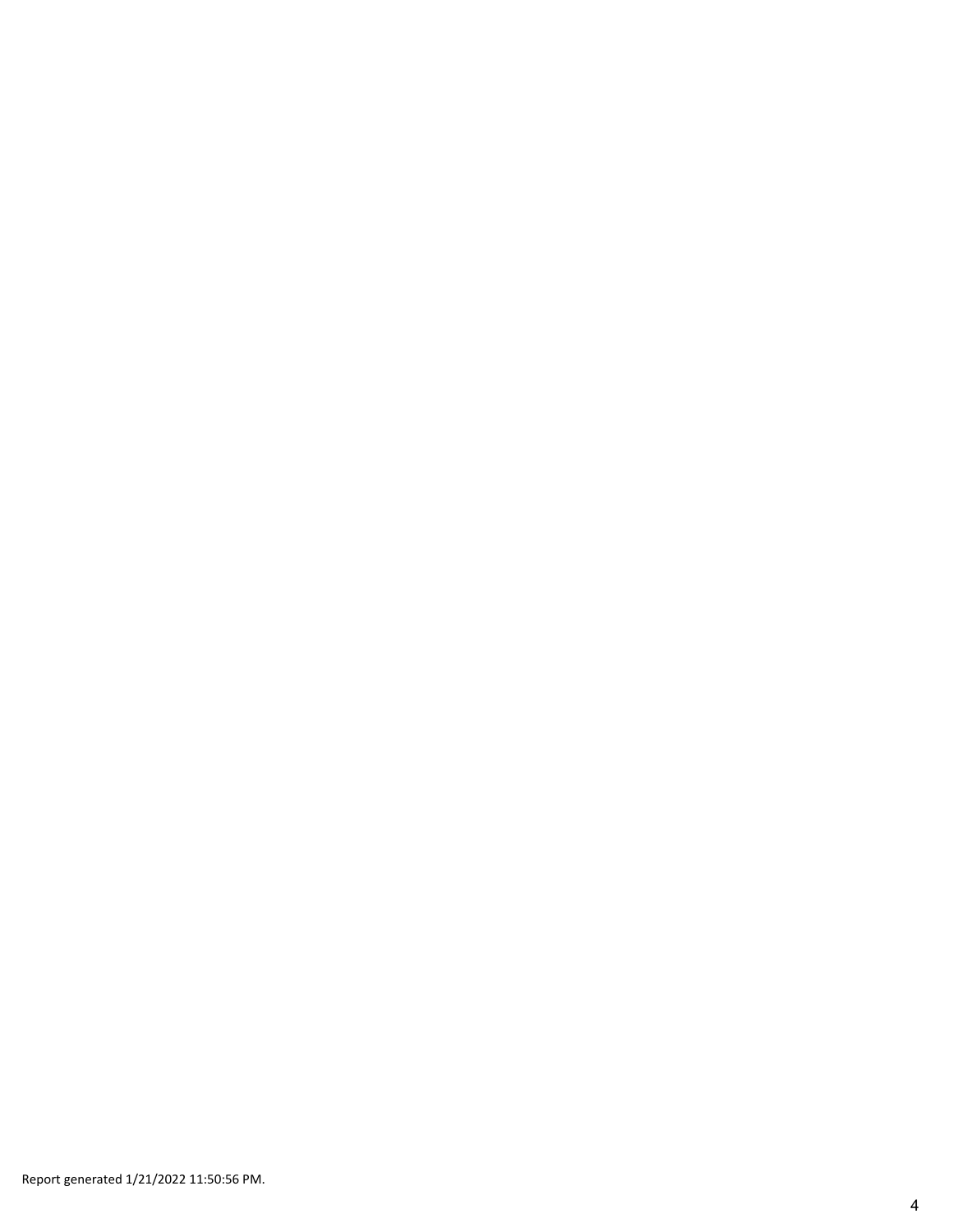Report generated 1/21/2022 11:50:56 PM.